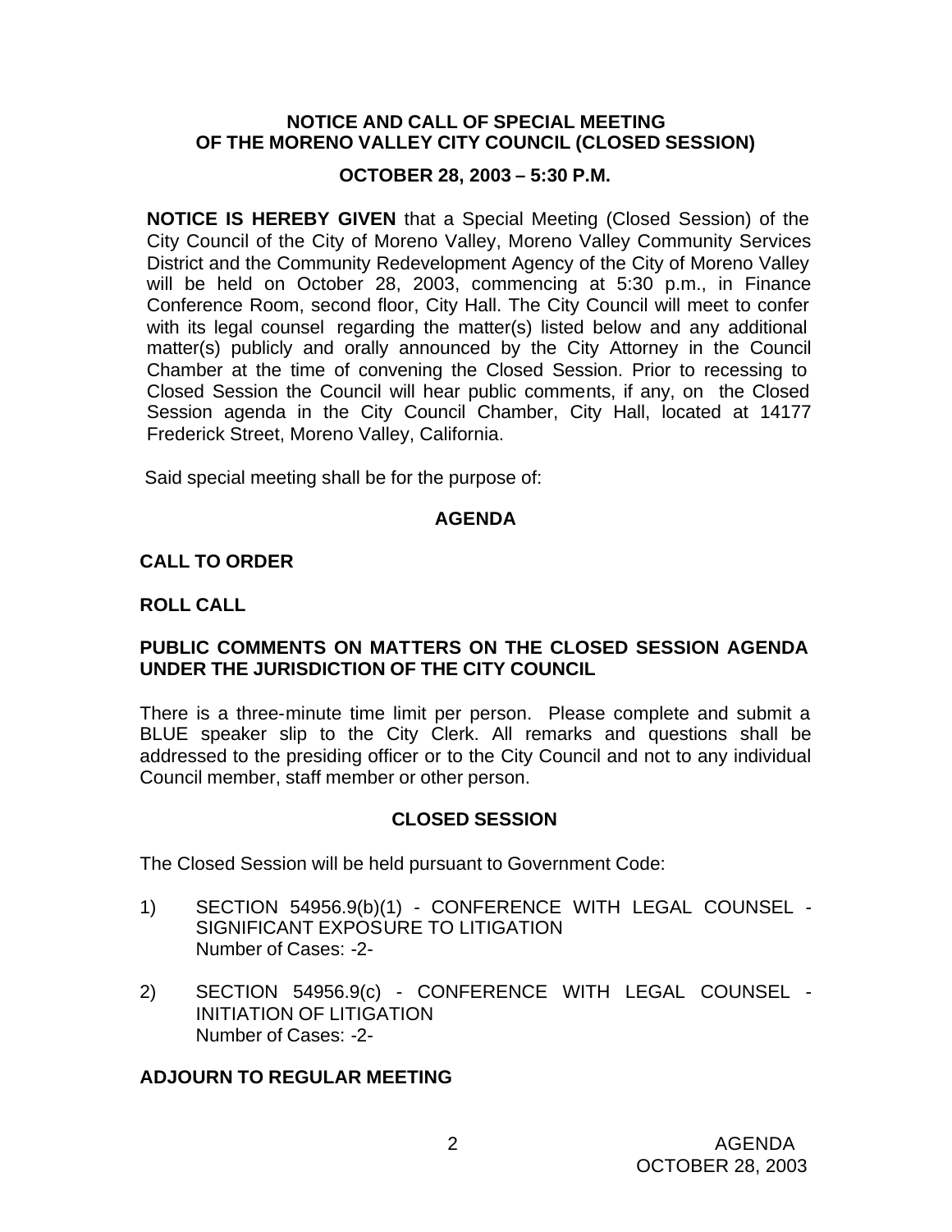**NOTICE AND CALL OF SPECIAL MEETING OF THE MORENO VALLEY CITY COUNCIL (CLOSED SESSION)**

**OCTOBER 28, 2003 – 5:30 P.M.**

**NOTICE IS HEREBY GIVEN** that a Special Meeting (Closed Session) of the City Council of the City of Moreno Valley, Moreno Valley Community Services District and the Community Redevelopment Agency of the City of Moreno Valley will be held on October 28, 2003, commencing at 5:30 p.m., in Finance Conference Room, second floor, City Hall. The City Council will meet to confer with its legal counsel regarding the matter(s) listed below and any additional matter(s) publicly and orally announced by the City Attorney in the Council Chamber at the time of convening the Closed Session. Prior to recessing to Closed Session the Council will hear public comments, if any, on the Closed Session agenda in the City Council Chamber, City Hall, located at 14177 Frederick Street, Moreno Valley, California.

Said special meeting shall be for the purpose of:

**AGENDA**

**CALL TO ORDER**

**ROLL CALL**

**PUBLIC COMMENTS ON MATTERS ON THE CLOSED SESSION AGENDA UNDER THE JURISDICTION OF THE CITY COUNCIL**

There is a three-minute time limit per person. Please complete and submit a BLUE speaker slip to the City Clerk. All remarks and questions shall be addressed to the presiding officer or to the City Council and not to any individual Council member, staff member or other person.

**CLOSED SESSION**

The Closed Session will be held pursuant to Government Code:

1) SECTION 54956.9(b)(1) - CONFERENCE WITH LEGAL COUNSEL - SIGNIFICANT EXPOSURE TO LITIGATION
   Number of Cases: -2-

2) SECTION 54956.9(c) - CONFERENCE WITH LEGAL COUNSEL - INITIATION OF LITIGATION
   Number of Cases: -2-

**ADJOURN TO REGULAR MEETING**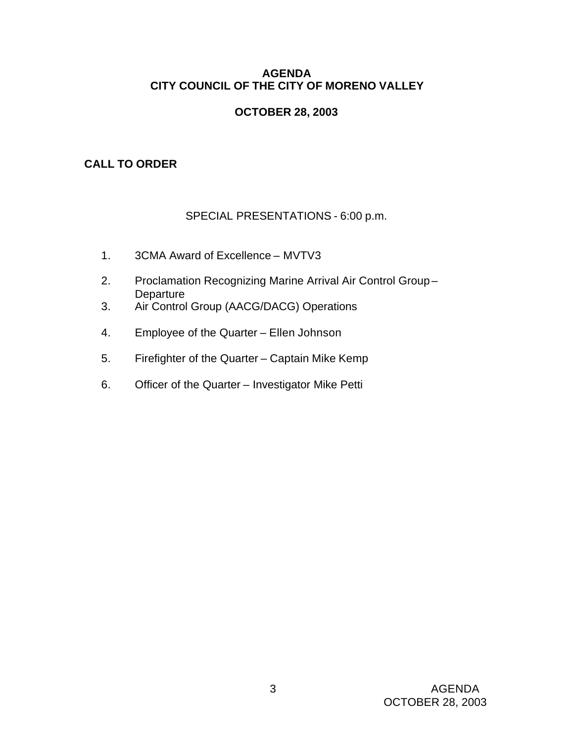**AGENDA**
**CITY COUNCIL OF THE CITY OF MORENO VALLEY**

**OCTOBER 28, 2003**

**CALL TO ORDER**

SPECIAL PRESENTATIONS - 6:00 p.m.

1. 3CMA Award of Excellence – MVTV3
2. Proclamation Recognizing Marine Arrival Air Control Group – Departure
3. Air Control Group (AACG/DACG) Operations
4. Employee of the Quarter – Ellen Johnson
5. Firefighter of the Quarter – Captain Mike Kemp
6. Officer of the Quarter – Investigator Mike Petti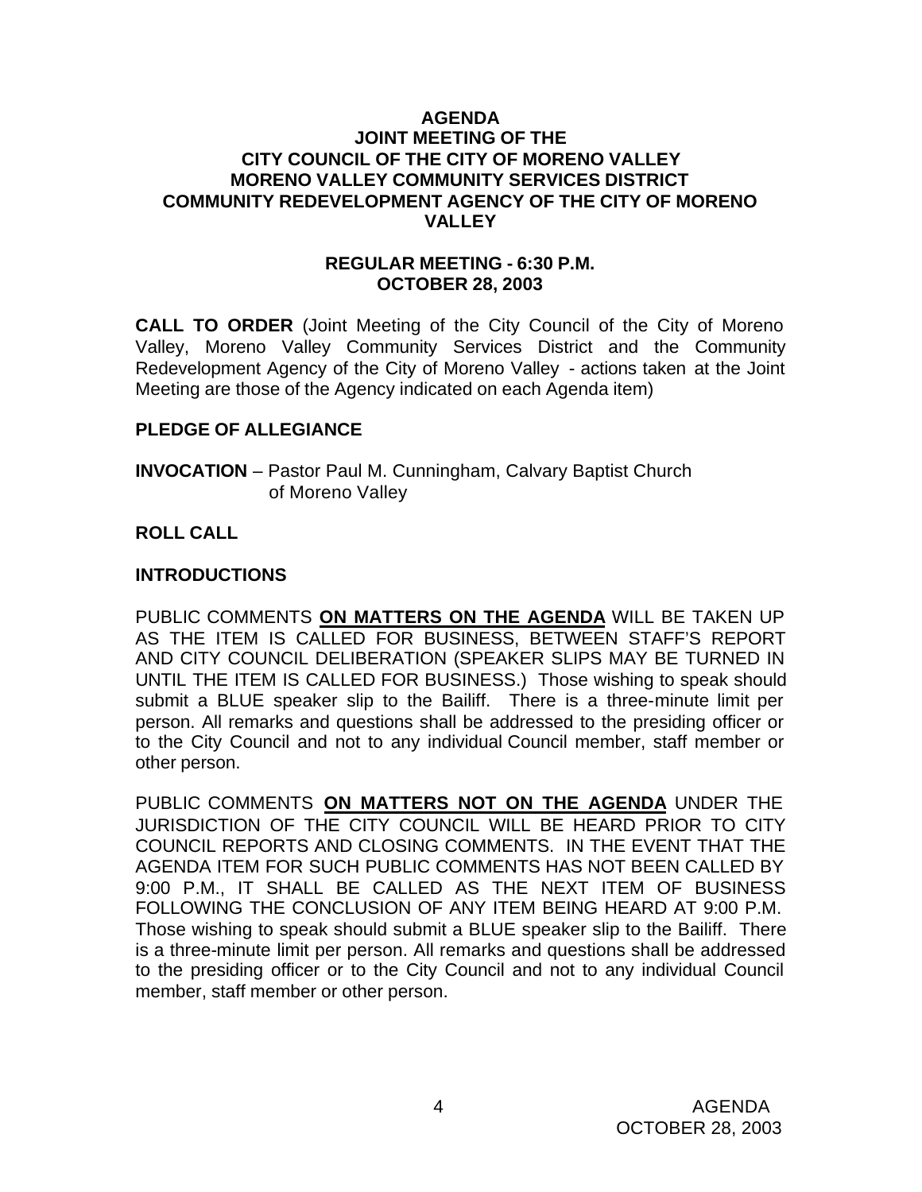# AGENDA
## JOINT MEETING OF THE CITY COUNCIL OF THE CITY OF MORENO VALLEY MORENO VALLEY COMMUNITY SERVICES DISTRICT COMMUNITY REDEVELOPMENT AGENCY OF THE CITY OF MORENO VALLEY

### REGULAR MEETING - 6:30 P.M.
### OCTOBER 28, 2003

**CALL TO ORDER** (Joint Meeting of the City Council of the City of Moreno Valley, Moreno Valley Community Services District and the Community Redevelopment Agency of the City of Moreno Valley - actions taken at the Joint Meeting are those of the Agency indicated on each Agenda item)

**PLEDGE OF ALLEGIANCE**

**INVOCATION** – Pastor Paul M. Cunningham, Calvary Baptist Church of Moreno Valley

**ROLL CALL**

**INTRODUCTIONS**

PUBLIC COMMENTS **ON MATTERS ON THE AGENDA** WILL BE TAKEN UP AS THE ITEM IS CALLED FOR BUSINESS, BETWEEN STAFF'S REPORT AND CITY COUNCIL DELIBERATION (SPEAKER SLIPS MAY BE TURNED IN UNTIL THE ITEM IS CALLED FOR BUSINESS.) Those wishing to speak should submit a BLUE speaker slip to the Bailiff. There is a three-minute limit per person. All remarks and questions shall be addressed to the presiding officer or to the City Council and not to any individual Council member, staff member or other person.

PUBLIC COMMENTS **ON MATTERS NOT ON THE AGENDA** UNDER THE JURISDICTION OF THE CITY COUNCIL WILL BE HEARD PRIOR TO CITY COUNCIL REPORTS AND CLOSING COMMENTS. IN THE EVENT THAT THE AGENDA ITEM FOR SUCH PUBLIC COMMENTS HAS NOT BEEN CALLED BY 9:00 P.M., IT SHALL BE CALLED AS THE NEXT ITEM OF BUSINESS FOLLOWING THE CONCLUSION OF ANY ITEM BEING HEARD AT 9:00 P.M. Those wishing to speak should submit a BLUE speaker slip to the Bailiff. There is a three-minute limit per person. All remarks and questions shall be addressed to the presiding officer or to the City Council and not to any individual Council member, staff member or other person.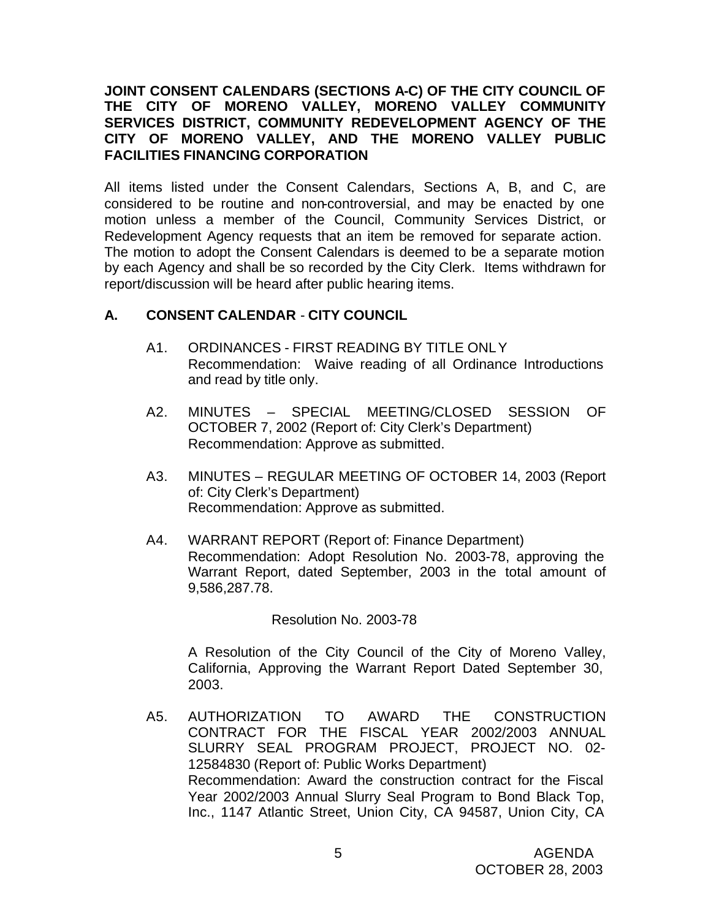**JOINT CONSENT CALENDARS (SECTIONS A-C) OF THE CITY COUNCIL OF THE CITY OF MORENO VALLEY, MORENO VALLEY COMMUNITY SERVICES DISTRICT, COMMUNITY REDEVELOPMENT AGENCY OF THE CITY OF MORENO VALLEY, AND THE MORENO VALLEY PUBLIC FACILITIES FINANCING CORPORATION**

All items listed under the Consent Calendars, Sections A, B, and C, are considered to be routine and non-controversial, and may be enacted by one motion unless a member of the Council, Community Services District, or Redevelopment Agency requests that an item be removed for separate action. The motion to adopt the Consent Calendars is deemed to be a separate motion by each Agency and shall be so recorded by the City Clerk. Items withdrawn for report/discussion will be heard after public hearing items.

## A. CONSENT CALENDAR - CITY COUNCIL

A1. ORDINANCES - FIRST READING BY TITLE ONLY
Recommendation: Waive reading of all Ordinance Introductions and read by title only.

A2. MINUTES – SPECIAL MEETING/CLOSED SESSION OF OCTOBER 7, 2002 (Report of: City Clerk's Department)
Recommendation: Approve as submitted.

A3. MINUTES – REGULAR MEETING OF OCTOBER 14, 2003 (Report of: City Clerk's Department)
Recommendation: Approve as submitted.

A4. WARRANT REPORT (Report of: Finance Department)
Recommendation: Adopt Resolution No. 2003-78, approving the Warrant Report, dated September, 2003 in the total amount of 9,586,287.78.

Resolution No. 2003-78

A Resolution of the City Council of the City of Moreno Valley, California, Approving the Warrant Report Dated September 30, 2003.

A5. AUTHORIZATION TO AWARD THE CONSTRUCTION CONTRACT FOR THE FISCAL YEAR 2002/2003 ANNUAL SLURRY SEAL PROGRAM PROJECT, PROJECT NO. 02-12584830 (Report of: Public Works Department)
Recommendation: Award the construction contract for the Fiscal Year 2002/2003 Annual Slurry Seal Program to Bond Black Top, Inc., 1147 Atlantic Street, Union City, CA 94587, Union City, CA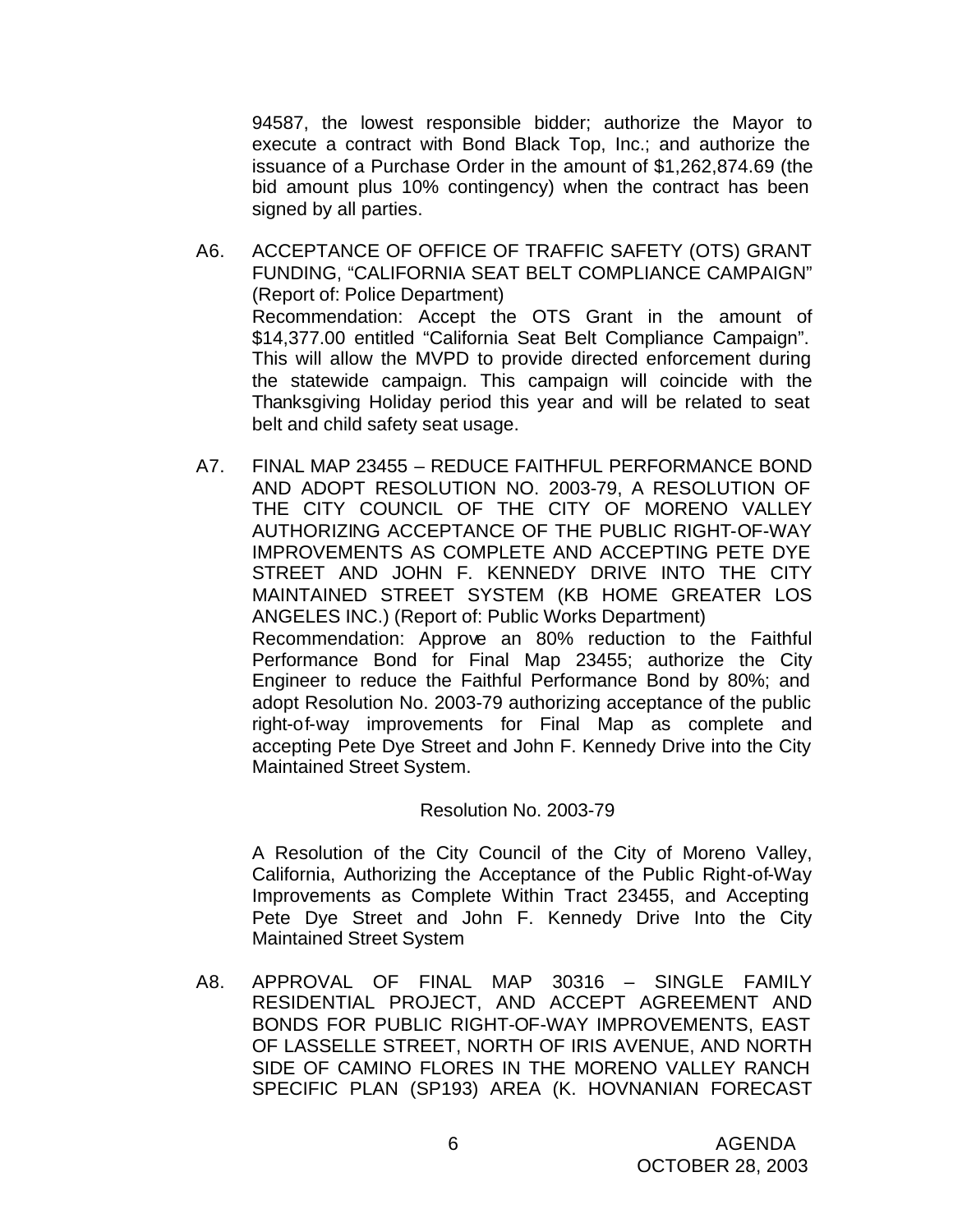94587, the lowest responsible bidder; authorize the Mayor to execute a contract with Bond Black Top, Inc.; and authorize the issuance of a Purchase Order in the amount of $1,262,874.69 (the bid amount plus 10% contingency) when the contract has been signed by all parties.

A6. ACCEPTANCE OF OFFICE OF TRAFFIC SAFETY (OTS) GRANT FUNDING, "CALIFORNIA SEAT BELT COMPLIANCE CAMPAIGN" (Report of: Police Department)

Recommendation: Accept the OTS Grant in the amount of $14,377.00 entitled "California Seat Belt Compliance Campaign". This will allow the MVPD to provide directed enforcement during the statewide campaign. This campaign will coincide with the Thanksgiving Holiday period this year and will be related to seat belt and child safety seat usage.

A7. FINAL MAP 23455 – REDUCE FAITHFUL PERFORMANCE BOND AND ADOPT RESOLUTION NO. 2003-79, A RESOLUTION OF THE CITY COUNCIL OF THE CITY OF MORENO VALLEY AUTHORIZING ACCEPTANCE OF THE PUBLIC RIGHT-OF-WAY IMPROVEMENTS AS COMPLETE AND ACCEPTING PETE DYE STREET AND JOHN F. KENNEDY DRIVE INTO THE CITY MAINTAINED STREET SYSTEM (KB HOME GREATER LOS ANGELES INC.) (Report of: Public Works Department)

Recommendation: Approve an 80% reduction to the Faithful Performance Bond for Final Map 23455; authorize the City Engineer to reduce the Faithful Performance Bond by 80%; and adopt Resolution No. 2003-79 authorizing acceptance of the public right-of-way improvements for Final Map as complete and accepting Pete Dye Street and John F. Kennedy Drive into the City Maintained Street System.

Resolution No. 2003-79

A Resolution of the City Council of the City of Moreno Valley, California, Authorizing the Acceptance of the Public Right-of-Way Improvements as Complete Within Tract 23455, and Accepting Pete Dye Street and John F. Kennedy Drive Into the City Maintained Street System

A8. APPROVAL OF FINAL MAP 30316 – SINGLE FAMILY RESIDENTIAL PROJECT, AND ACCEPT AGREEMENT AND BONDS FOR PUBLIC RIGHT-OF-WAY IMPROVEMENTS, EAST OF LASSELLE STREET, NORTH OF IRIS AVENUE, AND NORTH SIDE OF CAMINO FLORES IN THE MORENO VALLEY RANCH SPECIFIC PLAN (SP193) AREA (K. HOVNANIAN FORECAST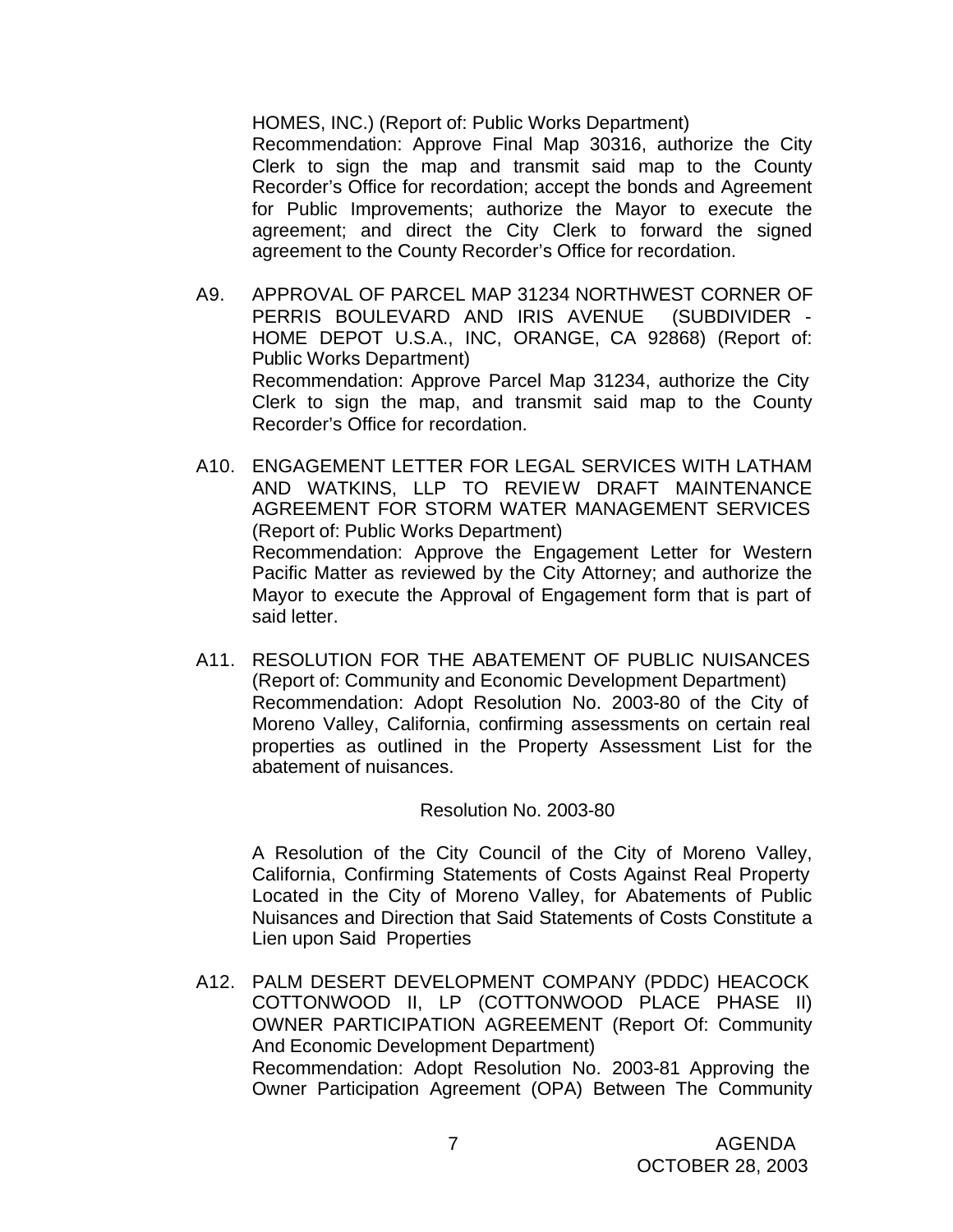HOMES, INC.) (Report of: Public Works Department)
Recommendation: Approve Final Map 30316, authorize the City Clerk to sign the map and transmit said map to the County Recorder's Office for recordation; accept the bonds and Agreement for Public Improvements; authorize the Mayor to execute the agreement; and direct the City Clerk to forward the signed agreement to the County Recorder's Office for recordation.

A9. APPROVAL OF PARCEL MAP 31234 NORTHWEST CORNER OF PERRIS BOULEVARD AND IRIS AVENUE (SUBDIVIDER - HOME DEPOT U.S.A., INC, ORANGE, CA 92868) (Report of: Public Works Department)
Recommendation: Approve Parcel Map 31234, authorize the City Clerk to sign the map, and transmit said map to the County Recorder's Office for recordation.

A10. ENGAGEMENT LETTER FOR LEGAL SERVICES WITH LATHAM AND WATKINS, LLP TO REVIEW DRAFT MAINTENANCE AGREEMENT FOR STORM WATER MANAGEMENT SERVICES (Report of: Public Works Department)
Recommendation: Approve the Engagement Letter for Western Pacific Matter as reviewed by the City Attorney; and authorize the Mayor to execute the Approval of Engagement form that is part of said letter.

A11. RESOLUTION FOR THE ABATEMENT OF PUBLIC NUISANCES (Report of: Community and Economic Development Department)
Recommendation: Adopt Resolution No. 2003-80 of the City of Moreno Valley, California, confirming assessments on certain real properties as outlined in the Property Assessment List for the abatement of nuisances.

Resolution No. 2003-80

A Resolution of the City Council of the City of Moreno Valley, California, Confirming Statements of Costs Against Real Property Located in the City of Moreno Valley, for Abatements of Public Nuisances and Direction that Said Statements of Costs Constitute a Lien upon Said Properties

A12. PALM DESERT DEVELOPMENT COMPANY (PDDC) HEACOCK COTTONWOOD II, LP (COTTONWOOD PLACE PHASE II) OWNER PARTICIPATION AGREEMENT (Report Of: Community And Economic Development Department)
Recommendation: Adopt Resolution No. 2003-81 Approving the Owner Participation Agreement (OPA) Between The Community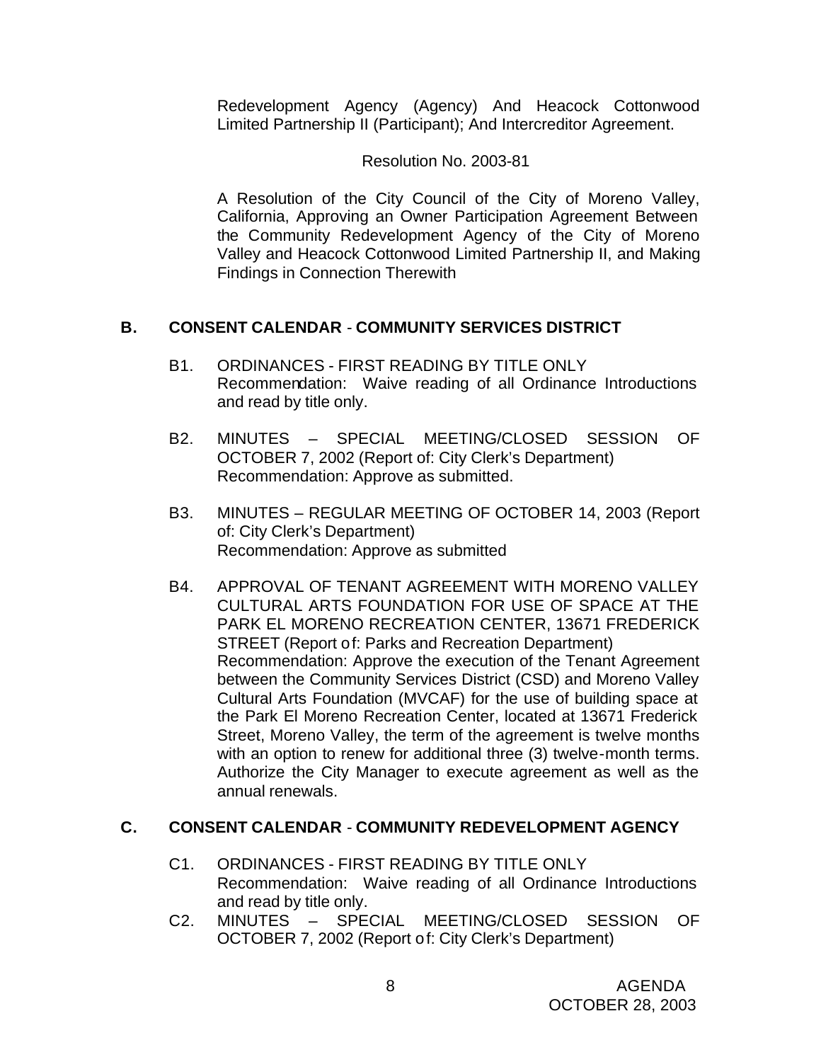Redevelopment Agency (Agency) And Heacock Cottonwood Limited Partnership II (Participant); And Intercreditor Agreement.

Resolution No. 2003-81

A Resolution of the City Council of the City of Moreno Valley, California, Approving an Owner Participation Agreement Between the Community Redevelopment Agency of the City of Moreno Valley and Heacock Cottonwood Limited Partnership II, and Making Findings in Connection Therewith

## B. CONSENT CALENDAR - COMMUNITY SERVICES DISTRICT

B1. ORDINANCES - FIRST READING BY TITLE ONLY
Recommendation: Waive reading of all Ordinance Introductions and read by title only.

B2. MINUTES – SPECIAL MEETING/CLOSED SESSION OF OCTOBER 7, 2002 (Report of: City Clerk's Department)
Recommendation: Approve as submitted.

B3. MINUTES – REGULAR MEETING OF OCTOBER 14, 2003 (Report of: City Clerk's Department)
Recommendation: Approve as submitted

B4. APPROVAL OF TENANT AGREEMENT WITH MORENO VALLEY CULTURAL ARTS FOUNDATION FOR USE OF SPACE AT THE PARK EL MORENO RECREATION CENTER, 13671 FREDERICK STREET (Report of: Parks and Recreation Department)
Recommendation: Approve the execution of the Tenant Agreement between the Community Services District (CSD) and Moreno Valley Cultural Arts Foundation (MVCAF) for the use of building space at the Park El Moreno Recreation Center, located at 13671 Frederick Street, Moreno Valley, the term of the agreement is twelve months with an option to renew for additional three (3) twelve-month terms. Authorize the City Manager to execute agreement as well as the annual renewals.

## C. CONSENT CALENDAR - COMMUNITY REDEVELOPMENT AGENCY

C1. ORDINANCES - FIRST READING BY TITLE ONLY
Recommendation: Waive reading of all Ordinance Introductions and read by title only.

C2. MINUTES – SPECIAL MEETING/CLOSED SESSION OF OCTOBER 7, 2002 (Report of: City Clerk's Department)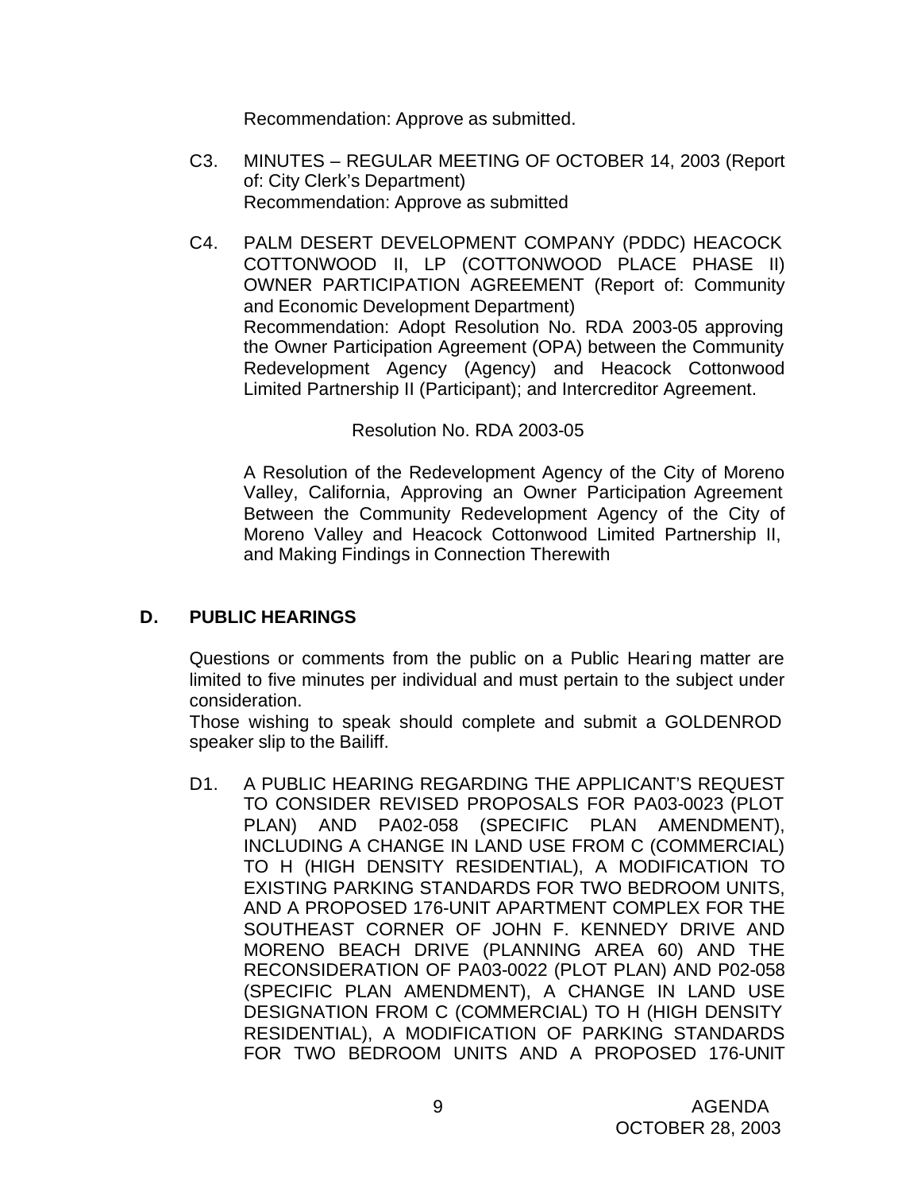Recommendation: Approve as submitted.

C3. MINUTES – REGULAR MEETING OF OCTOBER 14, 2003 (Report of: City Clerk's Department)
Recommendation: Approve as submitted

C4. PALM DESERT DEVELOPMENT COMPANY (PDDC) HEACOCK COTTONWOOD II, LP (COTTONWOOD PLACE PHASE II) OWNER PARTICIPATION AGREEMENT (Report of: Community and Economic Development Department)
Recommendation: Adopt Resolution No. RDA 2003-05 approving the Owner Participation Agreement (OPA) between the Community Redevelopment Agency (Agency) and Heacock Cottonwood Limited Partnership II (Participant); and Intercreditor Agreement.

Resolution No. RDA 2003-05

A Resolution of the Redevelopment Agency of the City of Moreno Valley, California, Approving an Owner Participation Agreement Between the Community Redevelopment Agency of the City of Moreno Valley and Heacock Cottonwood Limited Partnership II, and Making Findings in Connection Therewith

## D. PUBLIC HEARINGS

Questions or comments from the public on a Public Hearing matter are limited to five minutes per individual and must pertain to the subject under consideration.

Those wishing to speak should complete and submit a GOLDENROD speaker slip to the Bailiff.

D1. A PUBLIC HEARING REGARDING THE APPLICANT'S REQUEST TO CONSIDER REVISED PROPOSALS FOR PA03-0023 (PLOT PLAN) AND PA02-058 (SPECIFIC PLAN AMENDMENT), INCLUDING A CHANGE IN LAND USE FROM C (COMMERCIAL) TO H (HIGH DENSITY RESIDENTIAL), A MODIFICATION TO EXISTING PARKING STANDARDS FOR TWO BEDROOM UNITS, AND A PROPOSED 176-UNIT APARTMENT COMPLEX FOR THE SOUTHEAST CORNER OF JOHN F. KENNEDY DRIVE AND MORENO BEACH DRIVE (PLANNING AREA 60) AND THE RECONSIDERATION OF PA03-0022 (PLOT PLAN) AND P02-058 (SPECIFIC PLAN AMENDMENT), A CHANGE IN LAND USE DESIGNATION FROM C (COMMERCIAL) TO H (HIGH DENSITY RESIDENTIAL), A MODIFICATION OF PARKING STANDARDS FOR TWO BEDROOM UNITS AND A PROPOSED 176-UNIT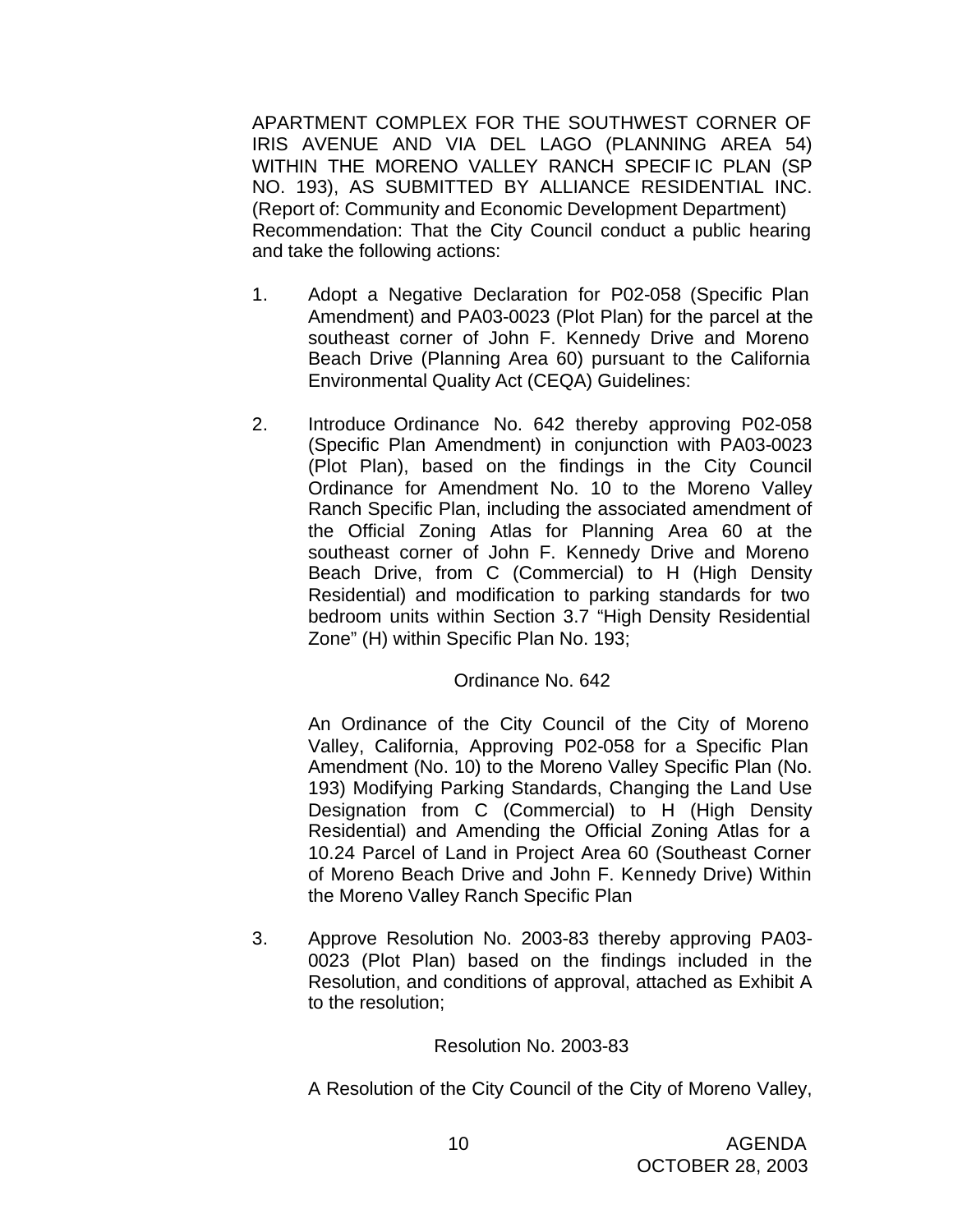APARTMENT COMPLEX FOR THE SOUTHWEST CORNER OF IRIS AVENUE AND VIA DEL LAGO (PLANNING AREA 54) WITHIN THE MORENO VALLEY RANCH SPECIFIC PLAN (SP NO. 193), AS SUBMITTED BY ALLIANCE RESIDENTIAL INC. (Report of: Community and Economic Development Department)
Recommendation: That the City Council conduct a public hearing and take the following actions:

1. Adopt a Negative Declaration for P02-058 (Specific Plan Amendment) and PA03-0023 (Plot Plan) for the parcel at the southeast corner of John F. Kennedy Drive and Moreno Beach Drive (Planning Area 60) pursuant to the California Environmental Quality Act (CEQA) Guidelines:

2. Introduce Ordinance No. 642 thereby approving P02-058 (Specific Plan Amendment) in conjunction with PA03-0023 (Plot Plan), based on the findings in the City Council Ordinance for Amendment No. 10 to the Moreno Valley Ranch Specific Plan, including the associated amendment of the Official Zoning Atlas for Planning Area 60 at the southeast corner of John F. Kennedy Drive and Moreno Beach Drive, from C (Commercial) to H (High Density Residential) and modification to parking standards for two bedroom units within Section 3.7 "High Density Residential Zone" (H) within Specific Plan No. 193;

   Ordinance No. 642

   An Ordinance of the City Council of the City of Moreno Valley, California, Approving P02-058 for a Specific Plan Amendment (No. 10) to the Moreno Valley Specific Plan (No. 193) Modifying Parking Standards, Changing the Land Use Designation from C (Commercial) to H (High Density Residential) and Amending the Official Zoning Atlas for a 10.24 Parcel of Land in Project Area 60 (Southeast Corner of Moreno Beach Drive and John F. Kennedy Drive) Within the Moreno Valley Ranch Specific Plan

3. Approve Resolution No. 2003-83 thereby approving PA03-0023 (Plot Plan) based on the findings included in the Resolution, and conditions of approval, attached as Exhibit A to the resolution;

   Resolution No. 2003-83

   A Resolution of the City Council of the City of Moreno Valley,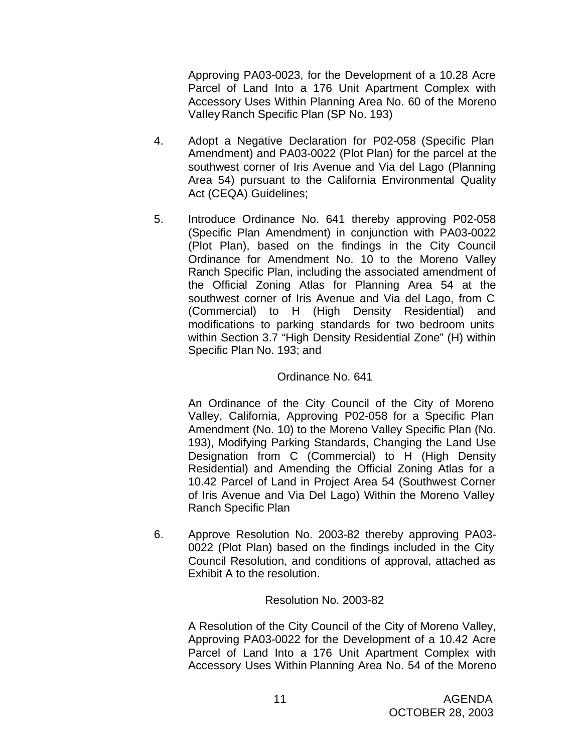Approving PA03-0023, for the Development of a 10.28 Acre Parcel of Land Into a 176 Unit Apartment Complex with Accessory Uses Within Planning Area No. 60 of the Moreno Valley Ranch Specific Plan (SP No. 193)

4. Adopt a Negative Declaration for P02-058 (Specific Plan Amendment) and PA03-0022 (Plot Plan) for the parcel at the southwest corner of Iris Avenue and Via del Lago (Planning Area 54) pursuant to the California Environmental Quality Act (CEQA) Guidelines;

5. Introduce Ordinance No. 641 thereby approving P02-058 (Specific Plan Amendment) in conjunction with PA03-0022 (Plot Plan), based on the findings in the City Council Ordinance for Amendment No. 10 to the Moreno Valley Ranch Specific Plan, including the associated amendment of the Official Zoning Atlas for Planning Area 54 at the southwest corner of Iris Avenue and Via del Lago, from C (Commercial) to H (High Density Residential) and modifications to parking standards for two bedroom units within Section 3.7 "High Density Residential Zone" (H) within Specific Plan No. 193; and

   Ordinance No. 641

   An Ordinance of the City Council of the City of Moreno Valley, California, Approving P02-058 for a Specific Plan Amendment (No. 10) to the Moreno Valley Specific Plan (No. 193), Modifying Parking Standards, Changing the Land Use Designation from C (Commercial) to H (High Density Residential) and Amending the Official Zoning Atlas for a 10.42 Parcel of Land in Project Area 54 (Southwest Corner of Iris Avenue and Via Del Lago) Within the Moreno Valley Ranch Specific Plan

6. Approve Resolution No. 2003-82 thereby approving PA03-0022 (Plot Plan) based on the findings included in the City Council Resolution, and conditions of approval, attached as Exhibit A to the resolution.

   Resolution No. 2003-82

   A Resolution of the City Council of the City of Moreno Valley, Approving PA03-0022 for the Development of a 10.42 Acre Parcel of Land Into a 176 Unit Apartment Complex with Accessory Uses Within Planning Area No. 54 of the Moreno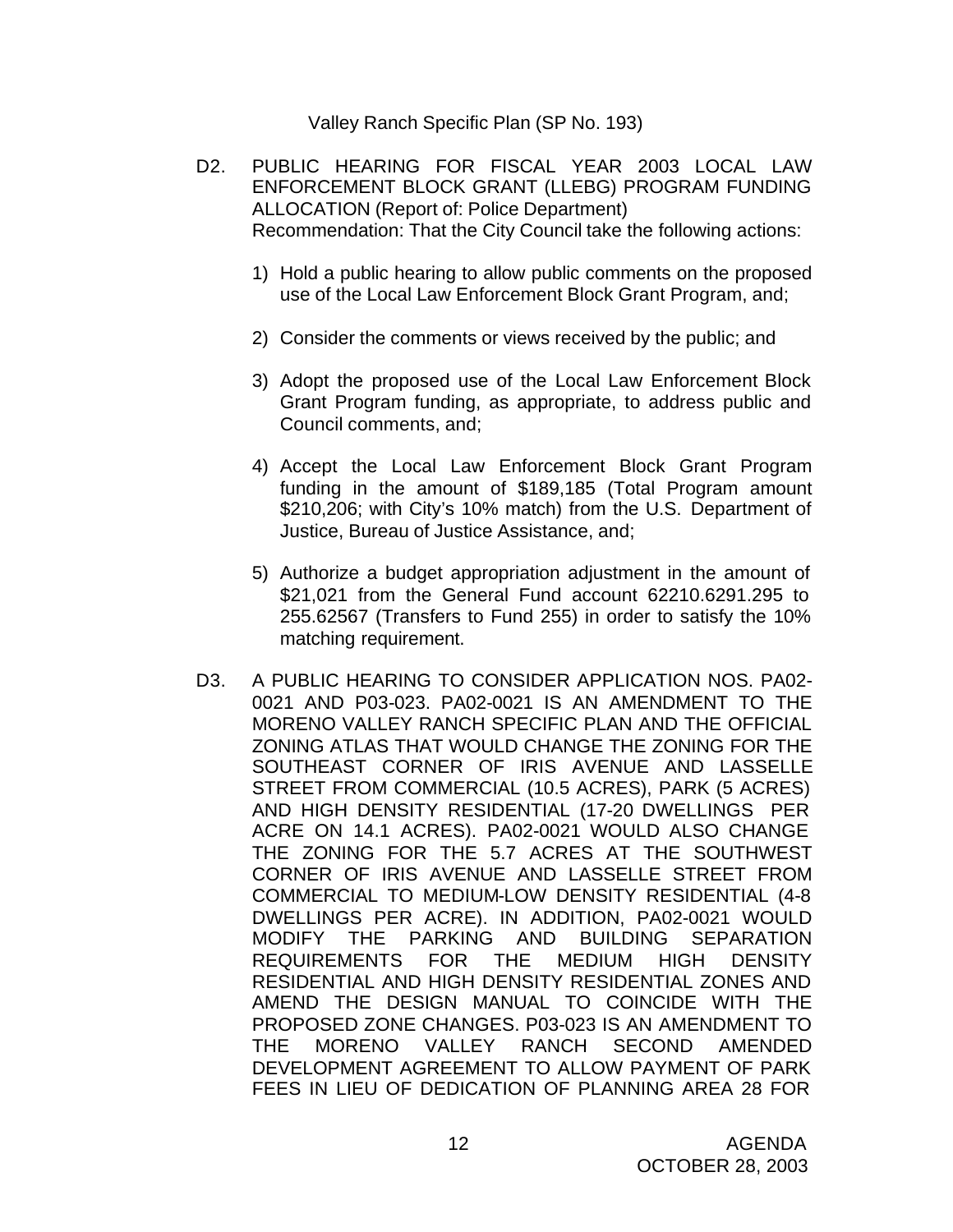Valley Ranch Specific Plan (SP No. 193)

D2. PUBLIC HEARING FOR FISCAL YEAR 2003 LOCAL LAW ENFORCEMENT BLOCK GRANT (LLEBG) PROGRAM FUNDING ALLOCATION (Report of: Police Department)
Recommendation: That the City Council take the following actions:

1) Hold a public hearing to allow public comments on the proposed use of the Local Law Enforcement Block Grant Program, and;

2) Consider the comments or views received by the public; and

3) Adopt the proposed use of the Local Law Enforcement Block Grant Program funding, as appropriate, to address public and Council comments, and;

4) Accept the Local Law Enforcement Block Grant Program funding in the amount of $189,185 (Total Program amount $210,206; with City's 10% match) from the U.S. Department of Justice, Bureau of Justice Assistance, and;

5) Authorize a budget appropriation adjustment in the amount of $21,021 from the General Fund account 62210.6291.295 to 255.62567 (Transfers to Fund 255) in order to satisfy the 10% matching requirement.

D3. A PUBLIC HEARING TO CONSIDER APPLICATION NOS. PA02-0021 AND P03-023. PA02-0021 IS AN AMENDMENT TO THE MORENO VALLEY RANCH SPECIFIC PLAN AND THE OFFICIAL ZONING ATLAS THAT WOULD CHANGE THE ZONING FOR THE SOUTHEAST CORNER OF IRIS AVENUE AND LASSELLE STREET FROM COMMERCIAL (10.5 ACRES), PARK (5 ACRES) AND HIGH DENSITY RESIDENTIAL (17-20 DWELLINGS PER ACRE ON 14.1 ACRES). PA02-0021 WOULD ALSO CHANGE THE ZONING FOR THE 5.7 ACRES AT THE SOUTHWEST CORNER OF IRIS AVENUE AND LASSELLE STREET FROM COMMERCIAL TO MEDIUM-LOW DENSITY RESIDENTIAL (4-8 DWELLINGS PER ACRE). IN ADDITION, PA02-0021 WOULD MODIFY THE PARKING AND BUILDING SEPARATION REQUIREMENTS FOR THE MEDIUM HIGH DENSITY RESIDENTIAL AND HIGH DENSITY RESIDENTIAL ZONES AND AMEND THE DESIGN MANUAL TO COINCIDE WITH THE PROPOSED ZONE CHANGES. P03-023 IS AN AMENDMENT TO THE MORENO VALLEY RANCH SECOND AMENDED DEVELOPMENT AGREEMENT TO ALLOW PAYMENT OF PARK FEES IN LIEU OF DEDICATION OF PLANNING AREA 28 FOR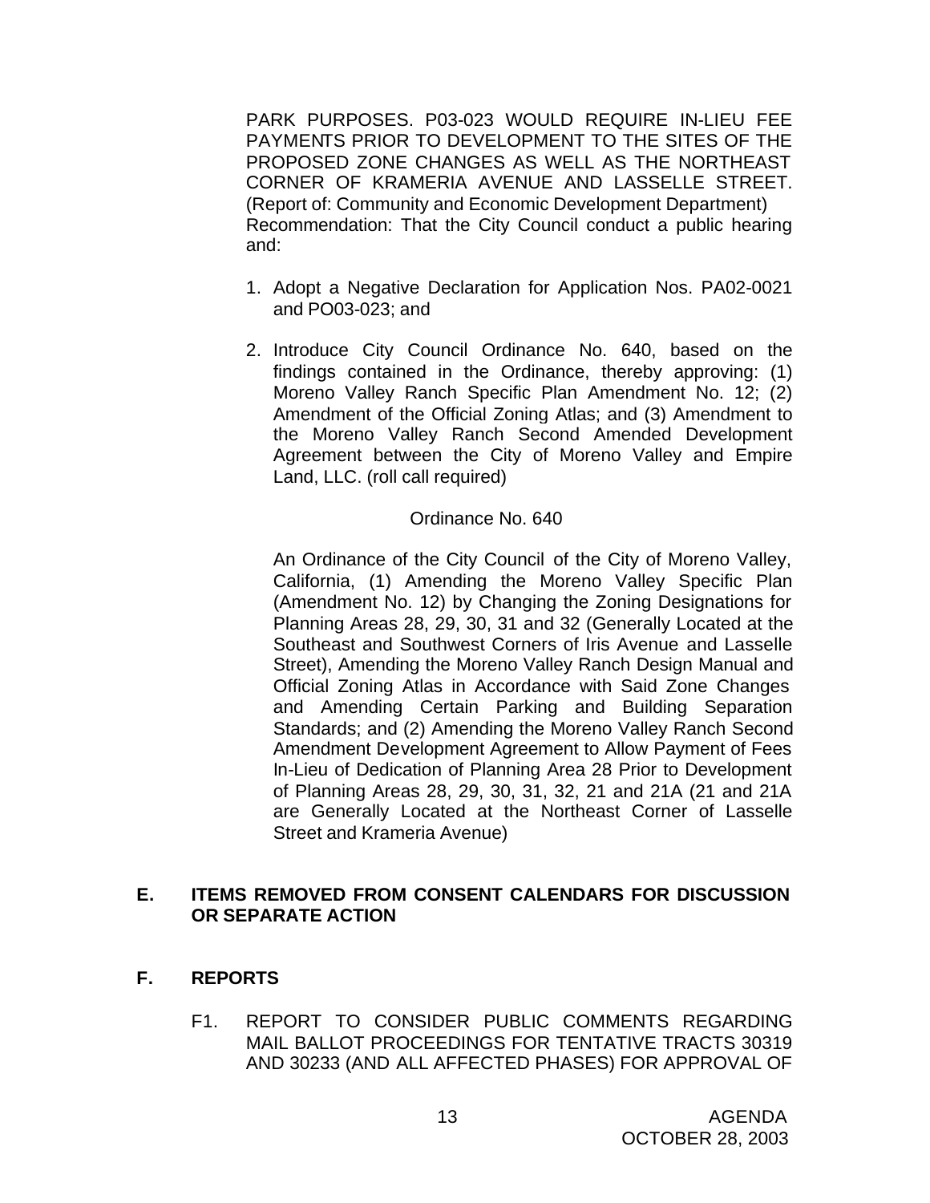PARK PURPOSES. P03-023 WOULD REQUIRE IN-LIEU FEE PAYMENTS PRIOR TO DEVELOPMENT TO THE SITES OF THE PROPOSED ZONE CHANGES AS WELL AS THE NORTHEAST CORNER OF KRAMERIA AVENUE AND LASSELLE STREET. (Report of: Community and Economic Development Department)
Recommendation: That the City Council conduct a public hearing and:

1. Adopt a Negative Declaration for Application Nos. PA02-0021 and PO03-023; and

2. Introduce City Council Ordinance No. 640, based on the findings contained in the Ordinance, thereby approving: (1) Moreno Valley Ranch Specific Plan Amendment No. 12; (2) Amendment of the Official Zoning Atlas; and (3) Amendment to the Moreno Valley Ranch Second Amended Development Agreement between the City of Moreno Valley and Empire Land, LLC. (roll call required)

Ordinance No. 640

An Ordinance of the City Council of the City of Moreno Valley, California, (1) Amending the Moreno Valley Specific Plan (Amendment No. 12) by Changing the Zoning Designations for Planning Areas 28, 29, 30, 31 and 32 (Generally Located at the Southeast and Southwest Corners of Iris Avenue and Lasselle Street), Amending the Moreno Valley Ranch Design Manual and Official Zoning Atlas in Accordance with Said Zone Changes and Amending Certain Parking and Building Separation Standards; and (2) Amending the Moreno Valley Ranch Second Amendment Development Agreement to Allow Payment of Fees In-Lieu of Dedication of Planning Area 28 Prior to Development of Planning Areas 28, 29, 30, 31, 32, 21 and 21A (21 and 21A are Generally Located at the Northeast Corner of Lasselle Street and Krameria Avenue)

## E. ITEMS REMOVED FROM CONSENT CALENDARS FOR DISCUSSION OR SEPARATE ACTION

## F. REPORTS

F1. REPORT TO CONSIDER PUBLIC COMMENTS REGARDING MAIL BALLOT PROCEEDINGS FOR TENTATIVE TRACTS 30319 AND 30233 (AND ALL AFFECTED PHASES) FOR APPROVAL OF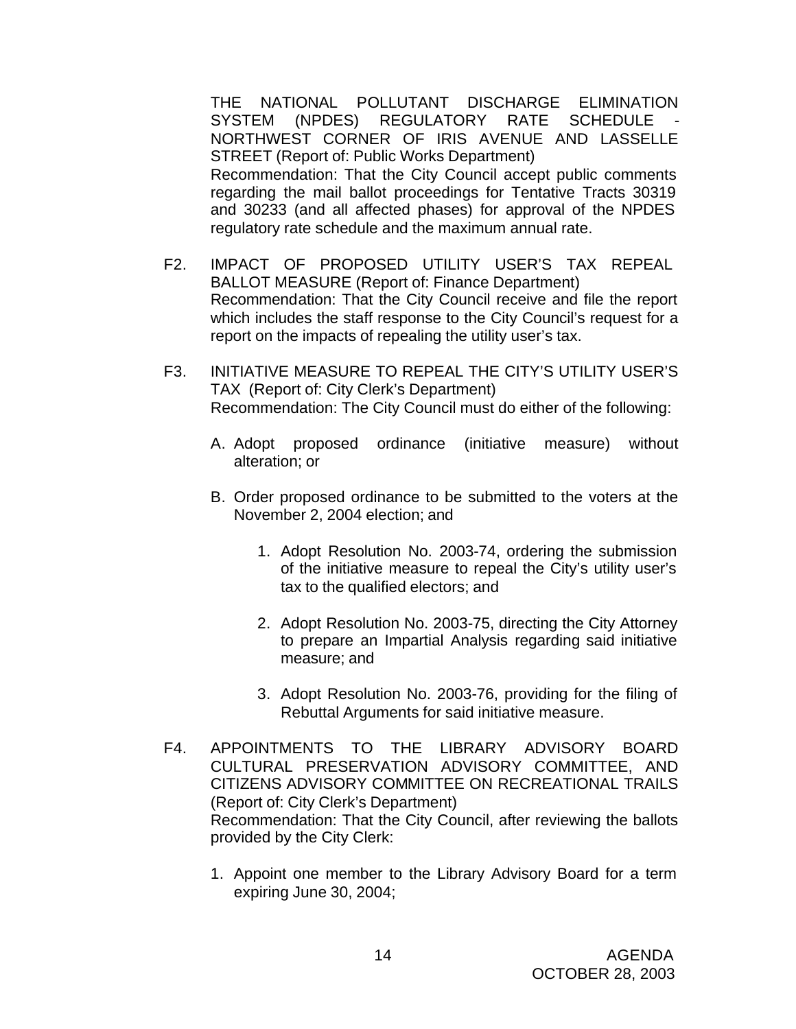THE NATIONAL POLLUTANT DISCHARGE ELIMINATION SYSTEM (NPDES) REGULATORY RATE SCHEDULE - NORTHWEST CORNER OF IRIS AVENUE AND LASSELLE STREET (Report of: Public Works Department)
Recommendation: That the City Council accept public comments regarding the mail ballot proceedings for Tentative Tracts 30319 and 30233 (and all affected phases) for approval of the NPDES regulatory rate schedule and the maximum annual rate.

F2. IMPACT OF PROPOSED UTILITY USER'S TAX REPEAL BALLOT MEASURE (Report of: Finance Department)
Recommendation: That the City Council receive and file the report which includes the staff response to the City Council's request for a report on the impacts of repealing the utility user's tax.

F3. INITIATIVE MEASURE TO REPEAL THE CITY'S UTILITY USER'S TAX (Report of: City Clerk's Department)
Recommendation: The City Council must do either of the following:

A. Adopt proposed ordinance (initiative measure) without alteration; or

B. Order proposed ordinance to be submitted to the voters at the November 2, 2004 election; and

   1. Adopt Resolution No. 2003-74, ordering the submission of the initiative measure to repeal the City's utility user's tax to the qualified electors; and

   2. Adopt Resolution No. 2003-75, directing the City Attorney to prepare an Impartial Analysis regarding said initiative measure; and

   3. Adopt Resolution No. 2003-76, providing for the filing of Rebuttal Arguments for said initiative measure.

F4. APPOINTMENTS TO THE LIBRARY ADVISORY BOARD CULTURAL PRESERVATION ADVISORY COMMITTEE, AND CITIZENS ADVISORY COMMITTEE ON RECREATIONAL TRAILS (Report of: City Clerk's Department)
Recommendation: That the City Council, after reviewing the ballots provided by the City Clerk:

1. Appoint one member to the Library Advisory Board for a term expiring June 30, 2004;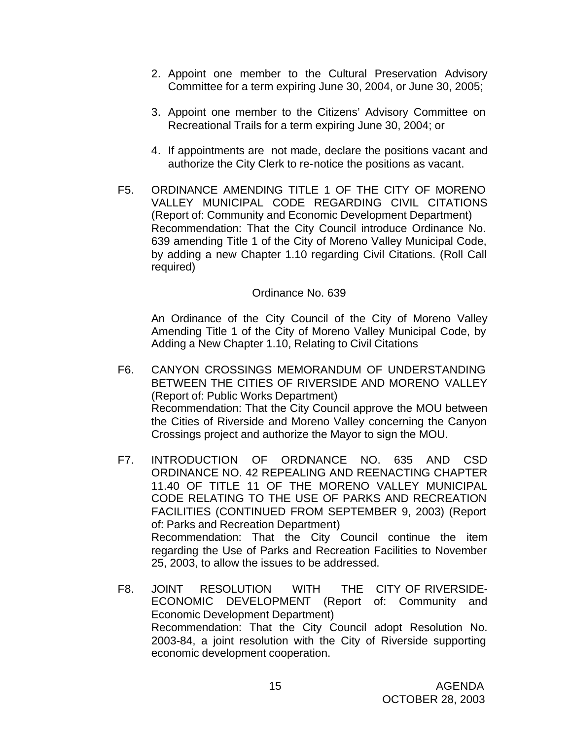2. Appoint one member to the Cultural Preservation Advisory Committee for a term expiring June 30, 2004, or June 30, 2005;

3. Appoint one member to the Citizens' Advisory Committee on Recreational Trails for a term expiring June 30, 2004; or

4. If appointments are not made, declare the positions vacant and authorize the City Clerk to re-notice the positions as vacant.

F5. ORDINANCE AMENDING TITLE 1 OF THE CITY OF MORENO VALLEY MUNICIPAL CODE REGARDING CIVIL CITATIONS (Report of: Community and Economic Development Department)
Recommendation: That the City Council introduce Ordinance No. 639 amending Title 1 of the City of Moreno Valley Municipal Code, by adding a new Chapter 1.10 regarding Civil Citations. (Roll Call required)

Ordinance No. 639

An Ordinance of the City Council of the City of Moreno Valley Amending Title 1 of the City of Moreno Valley Municipal Code, by Adding a New Chapter 1.10, Relating to Civil Citations

F6. CANYON CROSSINGS MEMORANDUM OF UNDERSTANDING BETWEEN THE CITIES OF RIVERSIDE AND MORENO VALLEY (Report of: Public Works Department)
Recommendation: That the City Council approve the MOU between the Cities of Riverside and Moreno Valley concerning the Canyon Crossings project and authorize the Mayor to sign the MOU.

F7. INTRODUCTION OF ORDINANCE NO. 635 AND CSD ORDINANCE NO. 42 REPEALING AND REENACTING CHAPTER 11.40 OF TITLE 11 OF THE MORENO VALLEY MUNICIPAL CODE RELATING TO THE USE OF PARKS AND RECREATION FACILITIES (CONTINUED FROM SEPTEMBER 9, 2003) (Report of: Parks and Recreation Department)
Recommendation: That the City Council continue the item regarding the Use of Parks and Recreation Facilities to November 25, 2003, to allow the issues to be addressed.

F8. JOINT RESOLUTION WITH THE CITY OF RIVERSIDE-ECONOMIC DEVELOPMENT (Report of: Community and Economic Development Department)
Recommendation: That the City Council adopt Resolution No. 2003-84, a joint resolution with the City of Riverside supporting economic development cooperation.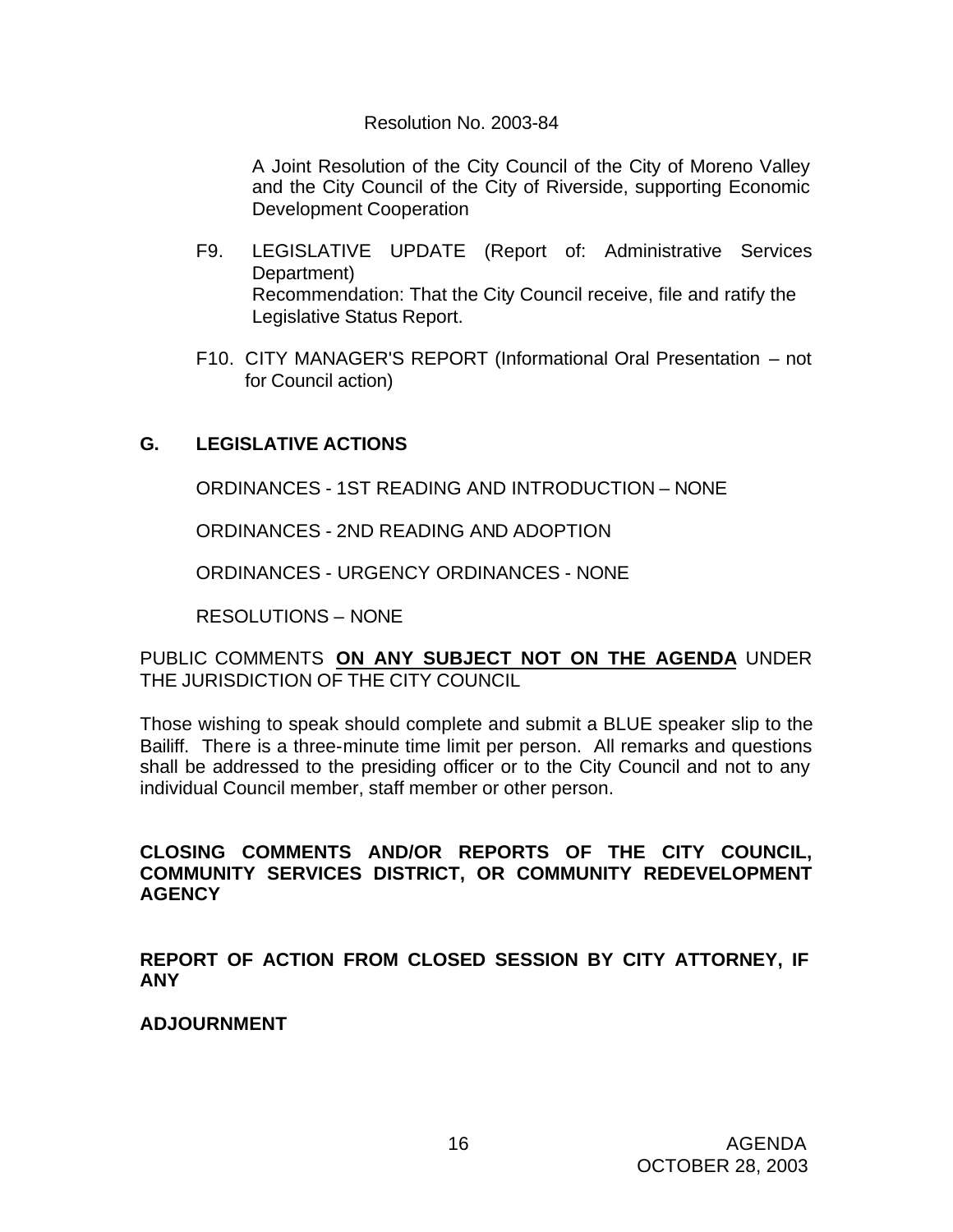Resolution No. 2003-84

A Joint Resolution of the City Council of the City of Moreno Valley and the City Council of the City of Riverside, supporting Economic Development Cooperation

F9. LEGISLATIVE UPDATE (Report of: Administrative Services Department)
Recommendation: That the City Council receive, file and ratify the Legislative Status Report.

F10. CITY MANAGER'S REPORT (Informational Oral Presentation – not for Council action)

## G. LEGISLATIVE ACTIONS

ORDINANCES - 1ST READING AND INTRODUCTION – NONE

ORDINANCES - 2ND READING AND ADOPTION

ORDINANCES - URGENCY ORDINANCES - NONE

RESOLUTIONS – NONE

PUBLIC COMMENTS **ON ANY SUBJECT NOT ON THE AGENDA** UNDER THE JURISDICTION OF THE CITY COUNCIL

Those wishing to speak should complete and submit a BLUE speaker slip to the Bailiff. There is a three-minute time limit per person. All remarks and questions shall be addressed to the presiding officer or to the City Council and not to any individual Council member, staff member or other person.

**CLOSING COMMENTS AND/OR REPORTS OF THE CITY COUNCIL, COMMUNITY SERVICES DISTRICT, OR COMMUNITY REDEVELOPMENT AGENCY**

**REPORT OF ACTION FROM CLOSED SESSION BY CITY ATTORNEY, IF ANY**

**ADJOURNMENT**